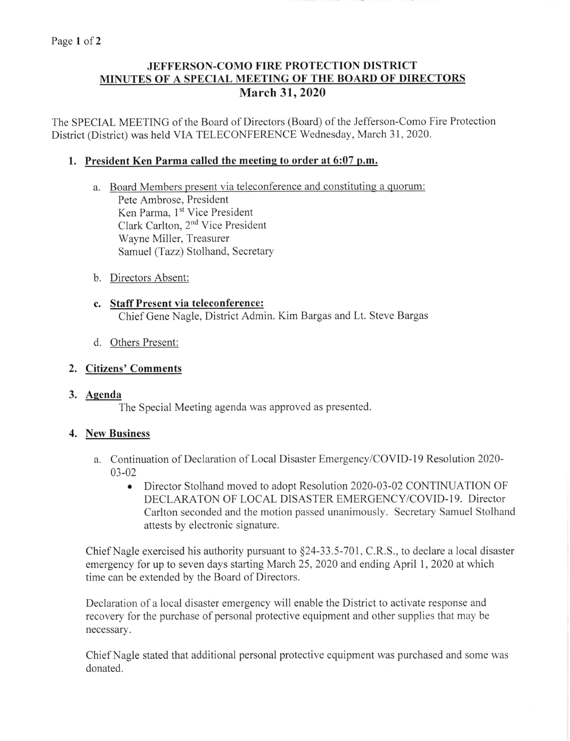# JEFFERSON-COMO FIRE PROTECTION DISTRICT
## MINUTES OF A SPECIAL MEETING OF THE BOARD OF DIRECTORS
## March 31, 2020

The SPECIAL MEETING of the Board of Directors (Board) of the Jefferson-Como Fire Protection District (District) was held VIA TELECONFERENCE Wednesday, March 31, 2020.

1. **President Ken Parma called the meeting to order at 6:07 p.m.**

   a. Board Members present via teleconference and constituting a quorum:
      Pete Ambrose, President
      Ken Parma, 1st Vice President
      Clark Carlton, 2nd Vice President
      Wayne Miller, Treasurer
      Samuel (Tazz) Stolhand, Secretary

   b. Directors Absent:

   c. **Staff Present via teleconference:**
      Chief Gene Nagle, District Admin. Kim Bargas and Lt. Steve Bargas

   d. Others Present:

2. **Citizens' Comments**

3. **Agenda**
   The Special Meeting agenda was approved as presented.

4. **New Business**

   a. Continuation of Declaration of Local Disaster Emergency/COVID-19 Resolution 2020-03-02
      - Director Stolhand moved to adopt Resolution 2020-03-02 CONTINUATION OF DECLARATON OF LOCAL DISASTER EMERGENCY/COVID-19. Director Carlton seconded and the motion passed unanimously. Secretary Samuel Stolhand attests by electronic signature.

Chief Nagle exercised his authority pursuant to §24-33.5-701, C.R.S., to declare a local disaster emergency for up to seven days starting March 25, 2020 and ending April 1, 2020 at which time can be extended by the Board of Directors.

Declaration of a local disaster emergency will enable the District to activate response and recovery for the purchase of personal protective equipment and other supplies that may be necessary.

Chief Nagle stated that additional personal protective equipment was purchased and some was donated.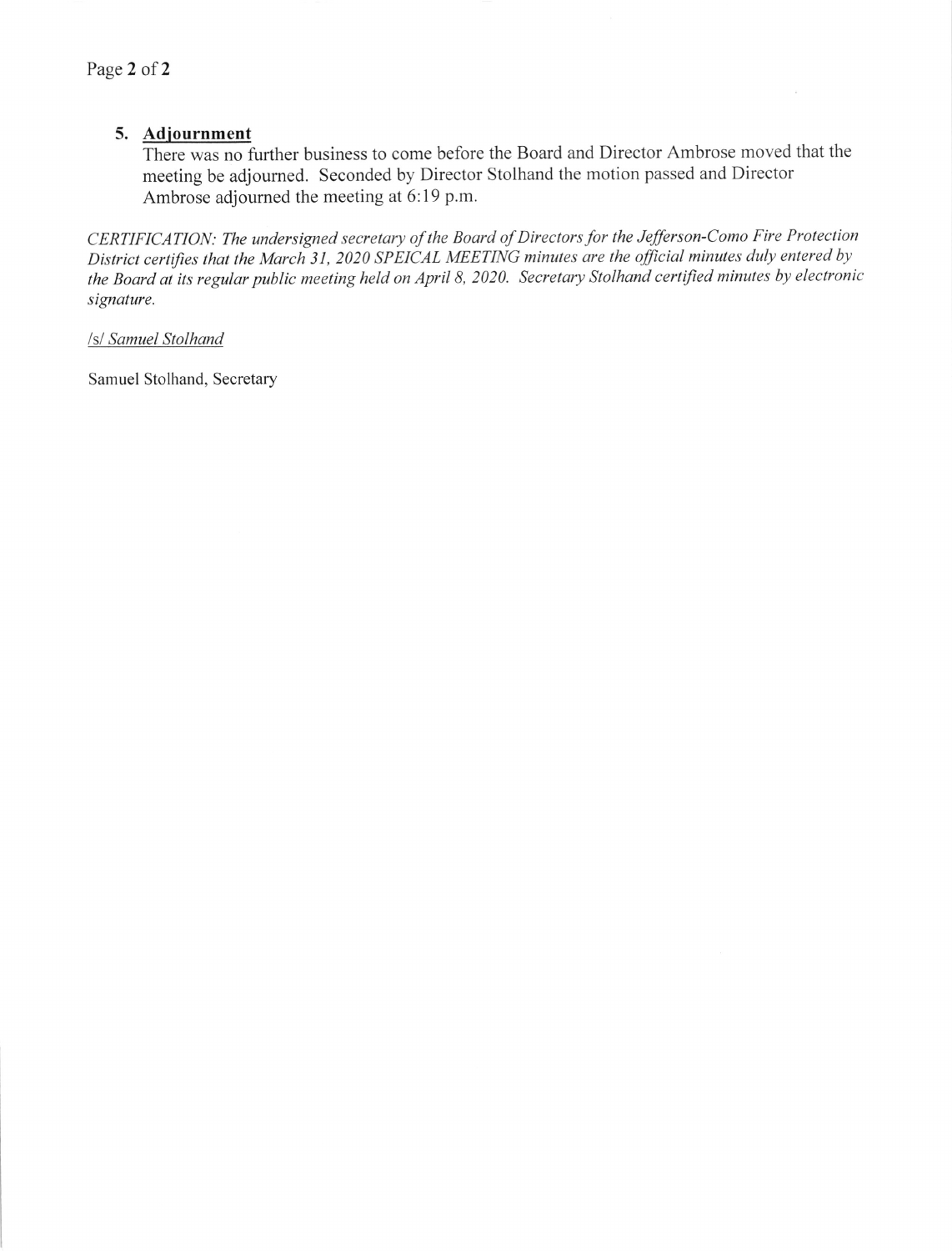## 5. Adjournment

There was no further business to come before the Board and Director Ambrose moved that the meeting be adjourned. Seconded by Director Stolhand the motion passed and Director Ambrose adjourned the meeting at 6:19 p.m.

*CERTIFICATION: The undersigned secretary of the Board of Directors for the Jefferson-Como Fire Protection District certifies that the March 31, 2020 SPEICAL MEETING minutes are the official minutes duly entered by the Board at its regular public meeting held on April 8, 2020. Secretary Stolhand certified minutes by electronic signature.*

/s/ Samuel Stolhand

Samuel Stolhand, Secretary